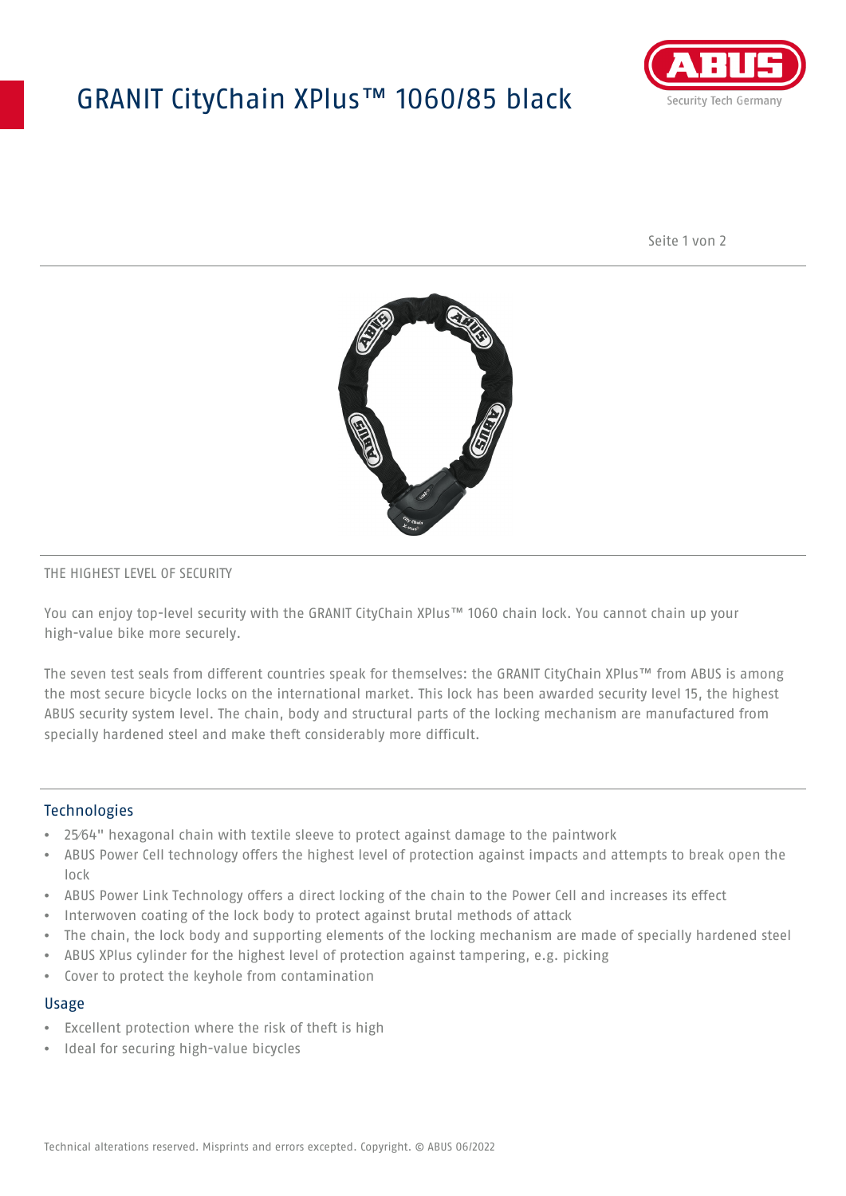# GRANIT CityChain XPlus™ 1060/85 black

THE HIGHEST LEVEL OF SECURITY

You can enjoy top-level security with the GRANIT CityChain XPlus™ 1060 chain lock. You cannot chain up your high-value bike more securely.

The seven test seals from different countries speak for themselves: the GRANIT CityChain XPlus™ from ABUS is among the most secure bicycle locks on the international market. This lock has been awarded security level 15, the highest ABUS security system level. The chain, body and structural parts of the locking mechanism are manufactured from specially hardened steel and make theft considerably more difficult.

## Technologies

- 25⁄64" hexagonal chain with textile sleeve to protect against damage to the paintwork
- ABUS Power Cell technology offers the highest level of protection against impacts and attempts to break open the lock
- ABUS Power Link Technology offers a direct locking of the chain to the Power Cell and increases its effect
- Interwoven coating of the lock body to protect against brutal methods of attack
- The chain, the lock body and supporting elements of the locking mechanism are made of specially hardened steel
- ABUS XPlus cylinder for the highest level of protection against tampering, e.g. picking
- Cover to protect the keyhole from contamination

## Usage

- Excellent protection where the risk of theft is high
- Ideal for securing high-value bicycles

Technical alterations reserved. Misprints and errors excepted. Copyright. © ABUS 06/2022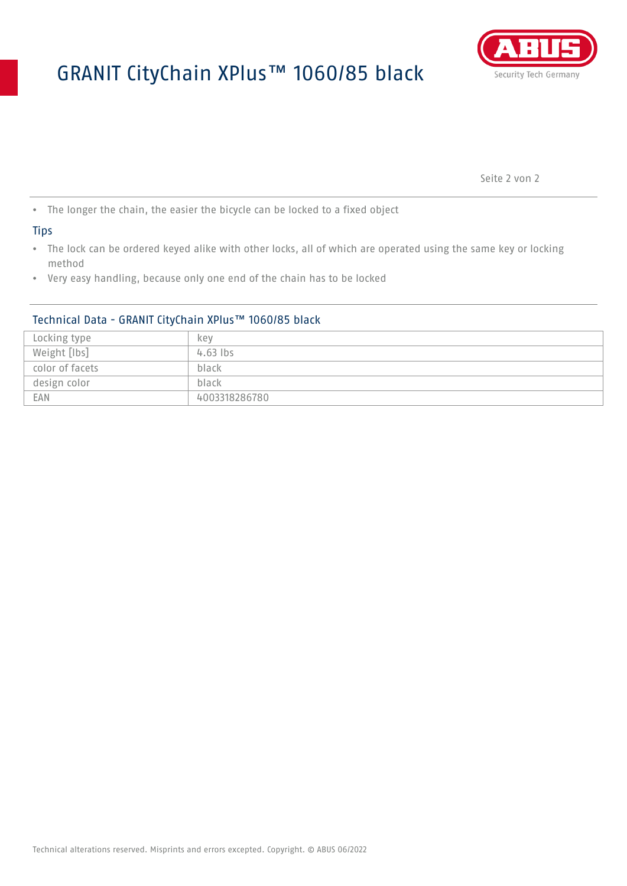- The longer the chain, the easier the bicycle can be locked to a fixed object

## Tips

- The lock can be ordered keyed alike with other locks, all of which are operated using the same key or locking method
- Very easy handling, because only one end of the chain has to be locked

## Technical Data - GRANIT CityChain XPlus™ 1060/85 black

| | |
|---|---|
| Locking type | key |
| Weight [lbs] | 4.63 lbs |
| color of facets | black |
| design color | black |
| EAN | 4003318286780 |

Technical alterations reserved. Misprints and errors excepted. Copyright. © ABUS 06/2022